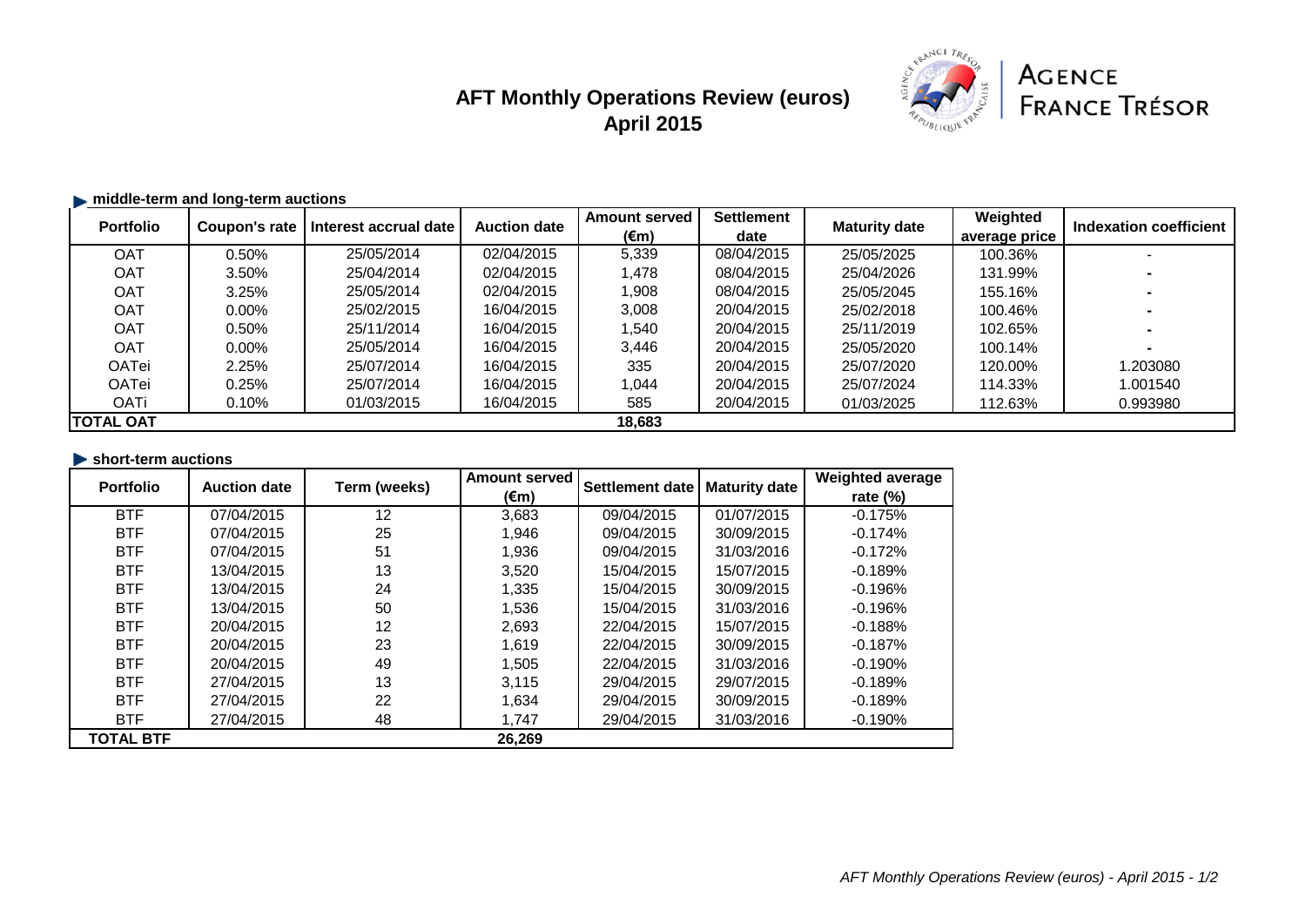# AFT Monthly Operations Review (euros)
## April 2015

AGENCE FRANCE TRÉSOR

### middle-term and long-term auctions

| Portfolio | Coupon's rate | Interest accrual date | Auction date | Amount served (€m) | Settlement date | Maturity date | Weighted average price | Indexation coefficient |
|---|---|---|---|---|---|---|---|---|
| OAT | 0.50% | 25/05/2014 | 02/04/2015 | 5,339 | 08/04/2015 | 25/05/2025 | 100.36% | - |
| OAT | 3.50% | 25/04/2014 | 02/04/2015 | 1,478 | 08/04/2015 | 25/04/2026 | 131.99% | - |
| OAT | 3.25% | 25/05/2014 | 02/04/2015 | 1,908 | 08/04/2015 | 25/05/2045 | 155.16% | - |
| OAT | 0.00% | 25/02/2015 | 16/04/2015 | 3,008 | 20/04/2015 | 25/02/2018 | 100.46% | - |
| OAT | 0.50% | 25/11/2014 | 16/04/2015 | 1,540 | 20/04/2015 | 25/11/2019 | 102.65% | - |
| OAT | 0.00% | 25/05/2014 | 16/04/2015 | 3,446 | 20/04/2015 | 25/05/2020 | 100.14% | - |
| OATei | 2.25% | 25/07/2014 | 16/04/2015 | 335 | 20/04/2015 | 25/07/2020 | 120.00% | 1.203080 |
| OATei | 0.25% | 25/07/2014 | 16/04/2015 | 1,044 | 20/04/2015 | 25/07/2024 | 114.33% | 1.001540 |
| OATi | 0.10% | 01/03/2015 | 16/04/2015 | 585 | 20/04/2015 | 01/03/2025 | 112.63% | 0.993980 |
| **TOTAL OAT** | | | | **18,683** | | | | |

### short-term auctions

| Portfolio | Auction date | Term (weeks) | Amount served (€m) | Settlement date | Maturity date | Weighted average rate (%) |
|---|---|---|---|---|---|---|
| BTF | 07/04/2015 | 12 | 3,683 | 09/04/2015 | 01/07/2015 | -0.175% |
| BTF | 07/04/2015 | 25 | 1,946 | 09/04/2015 | 30/09/2015 | -0.174% |
| BTF | 07/04/2015 | 51 | 1,936 | 09/04/2015 | 31/03/2016 | -0.172% |
| BTF | 13/04/2015 | 13 | 3,520 | 15/04/2015 | 15/07/2015 | -0.189% |
| BTF | 13/04/2015 | 24 | 1,335 | 15/04/2015 | 30/09/2015 | -0.196% |
| BTF | 13/04/2015 | 50 | 1,536 | 15/04/2015 | 31/03/2016 | -0.196% |
| BTF | 20/04/2015 | 12 | 2,693 | 22/04/2015 | 15/07/2015 | -0.188% |
| BTF | 20/04/2015 | 23 | 1,619 | 22/04/2015 | 30/09/2015 | -0.187% |
| BTF | 20/04/2015 | 49 | 1,505 | 22/04/2015 | 31/03/2016 | -0.190% |
| BTF | 27/04/2015 | 13 | 3,115 | 29/04/2015 | 29/07/2015 | -0.189% |
| BTF | 27/04/2015 | 22 | 1,634 | 29/04/2015 | 30/09/2015 | -0.189% |
| BTF | 27/04/2015 | 48 | 1,747 | 29/04/2015 | 31/03/2016 | -0.190% |
| **TOTAL BTF** | | | **26,269** | | | |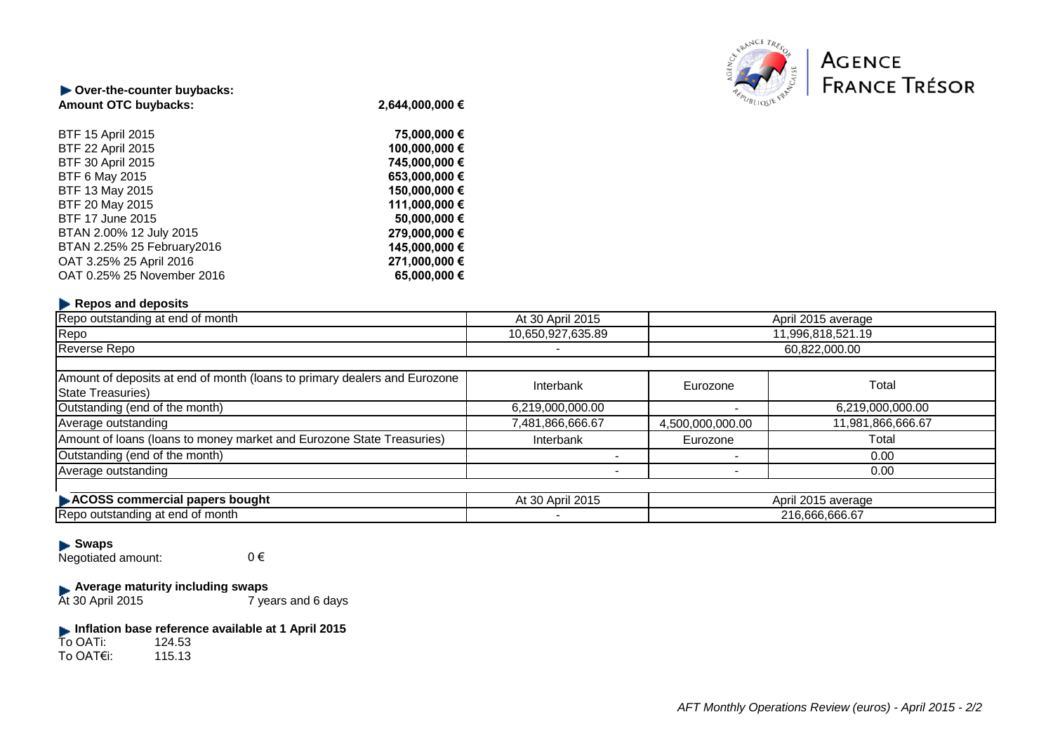**Over-the-counter buybacks:**

**Amount OTC buybacks:** **2,644,000,000 €**

| | |
|---|---|
| BTF 15 April 2015 | **75,000,000 €** |
| BTF 22 April 2015 | **100,000,000 €** |
| BTF 30 April 2015 | **745,000,000 €** |
| BTF 6 May 2015 | **653,000,000 €** |
| BTF 13 May 2015 | **150,000,000 €** |
| BTF 20 May 2015 | **111,000,000 €** |
| BTF 17 June 2015 | **50,000,000 €** |
| BTAN 2.00% 12 July 2015 | **279,000,000 €** |
| BTAN 2.25% 25 February2016 | **145,000,000 €** |
| OAT 3.25% 25 April 2016 | **271,000,000 €** |
| OAT 0.25% 25 November 2016 | **65,000,000 €** |

**Repos and deposits**

| Repo outstanding at end of month | At 30 April 2015 | April 2015 average |
|---|---|---|
| Repo | 10,650,927,635.89 | 11,996,818,521.19 |
| Reverse Repo | - | 60,822,000.00 |

| Amount of deposits at end of month (loans to primary dealers and Eurozone State Treasuries) | Interbank | Eurozone | Total |
|---|---|---|---|
| Outstanding (end of the month) | 6,219,000,000.00 | - | 6,219,000,000.00 |
| Average outstanding | 7,481,866,666.67 | 4,500,000,000.00 | 11,981,866,666.67 |
| **Amount of loans (loans to money market and Eurozone State Treasuries)** | **Interbank** | **Eurozone** | **Total** |
| Outstanding (end of the month) | - | - | 0.00 |
| Average outstanding | - | - | 0.00 |

| **ACOSS commercial papers bought** | At 30 April 2015 | April 2015 average |
|---|---|---|
| Repo outstanding at end of month | - | 216,666,666.67 |

**Swaps**

Negotiated amount: 0 €

**Average maturity including swaps**

At 30 April 2015 7 years and 6 days

**Inflation base reference available at 1 April 2015**

To OATi: 124.53

To OAT€i: 115.13